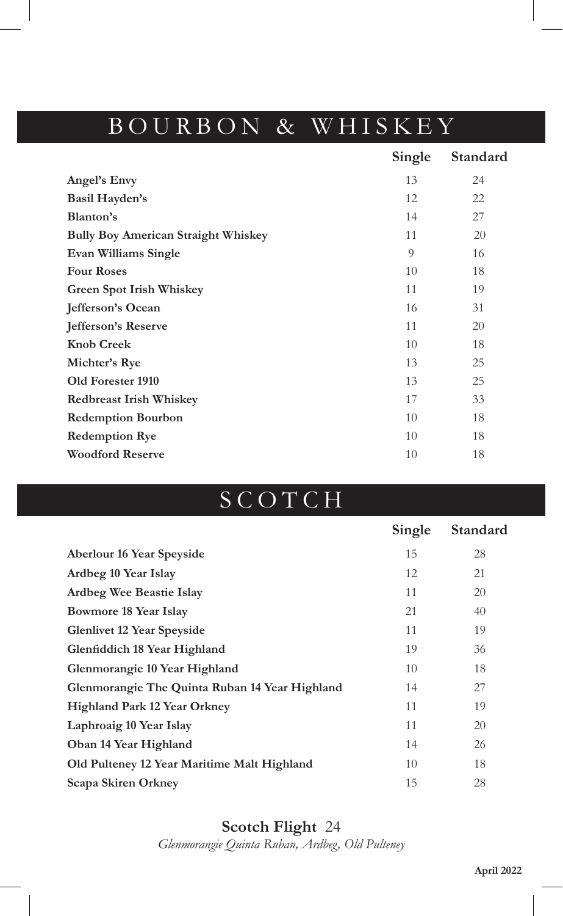# BOURBON & WHISKEY

| | Single | Standard |
|---|---|---|
| **Angel's Envy** | 13 | 24 |
| **Basil Hayden's** | 12 | 22 |
| **Blanton's** | 14 | 27 |
| **Bully Boy American Straight Whiskey** | 11 | 20 |
| **Evan Williams Single** | 9 | 16 |
| **Four Roses** | 10 | 18 |
| **Green Spot Irish Whiskey** | 11 | 19 |
| **Jefferson's Ocean** | 16 | 31 |
| **Jefferson's Reserve** | 11 | 20 |
| **Knob Creek** | 10 | 18 |
| **Michter's Rye** | 13 | 25 |
| **Old Forester 1910** | 13 | 25 |
| **Redbreast Irish Whiskey** | 17 | 33 |
| **Redemption Bourbon** | 10 | 18 |
| **Redemption Rye** | 10 | 18 |
| **Woodford Reserve** | 10 | 18 |

# SCOTCH

| | Single | Standard |
|---|---|---|
| **Aberlour 16 Year Speyside** | 15 | 28 |
| **Ardbeg 10 Year Islay** | 12 | 21 |
| **Ardbeg Wee Beastie Islay** | 11 | 20 |
| **Bowmore 18 Year Islay** | 21 | 40 |
| **Glenlivet 12 Year Speyside** | 11 | 19 |
| **Glenfiddich 18 Year Highland** | 19 | 36 |
| **Glenmorangie 10 Year Highland** | 10 | 18 |
| **Glenmorangie The Quinta Ruban 14 Year Highland** | 14 | 27 |
| **Highland Park 12 Year Orkney** | 11 | 19 |
| **Laphroaig 10 Year Islay** | 11 | 20 |
| **Oban 14 Year Highland** | 14 | 26 |
| **Old Pulteney 12 Year Maritime Malt Highland** | 10 | 18 |
| **Scapa Skiren Orkney** | 15 | 28 |

**Scotch Flight** 24

*Glenmorangie Quinta Ruban, Ardbeg, Old Pulteney*

**April 2022**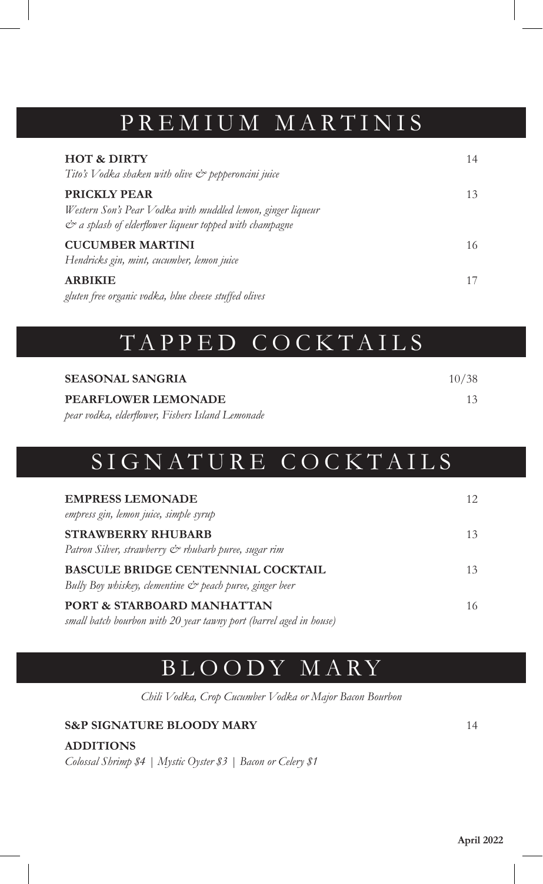## PREMIUM MARTINIS

**HOT & DIRTY** 14
*Tito's Vodka shaken with olive & pepperoncini juice*

**PRICKLY PEAR** 13
*Western Son's Pear Vodka with muddled lemon, ginger liqueur & a splash of elderflower liqueur topped with champagne*

**CUCUMBER MARTINI** 16
*Hendricks gin, mint, cucumber, lemon juice*

**ARBIKIE** 17
*gluten free organic vodka, blue cheese stuffed olives*

## TAPPED COCKTAILS

**SEASONAL SANGRIA** 10/38

**PEARFLOWER LEMONADE** 13
*pear vodka, elderflower, Fishers Island Lemonade*

## SIGNATURE COCKTAILS

**EMPRESS LEMONADE** 12
*empress gin, lemon juice, simple syrup*

**STRAWBERRY RHUBARB** 13
*Patron Silver, strawberry & rhubarb puree, sugar rim*

**BASCULE BRIDGE CENTENNIAL COCKTAIL** 13
*Bully Boy whiskey, clementine & peach puree, ginger beer*

**PORT & STARBOARD MANHATTAN** 16
*small batch bourbon with 20 year tawny port (barrel aged in house)*

## BLOODY MARY

*Chili Vodka, Crop Cucumber Vodka or Major Bacon Bourbon*

**S&P SIGNATURE BLOODY MARY** 14

**ADDITIONS**
*Colossal Shrimp $4 | Mystic Oyster $3 | Bacon or Celery $1*

**April 2022**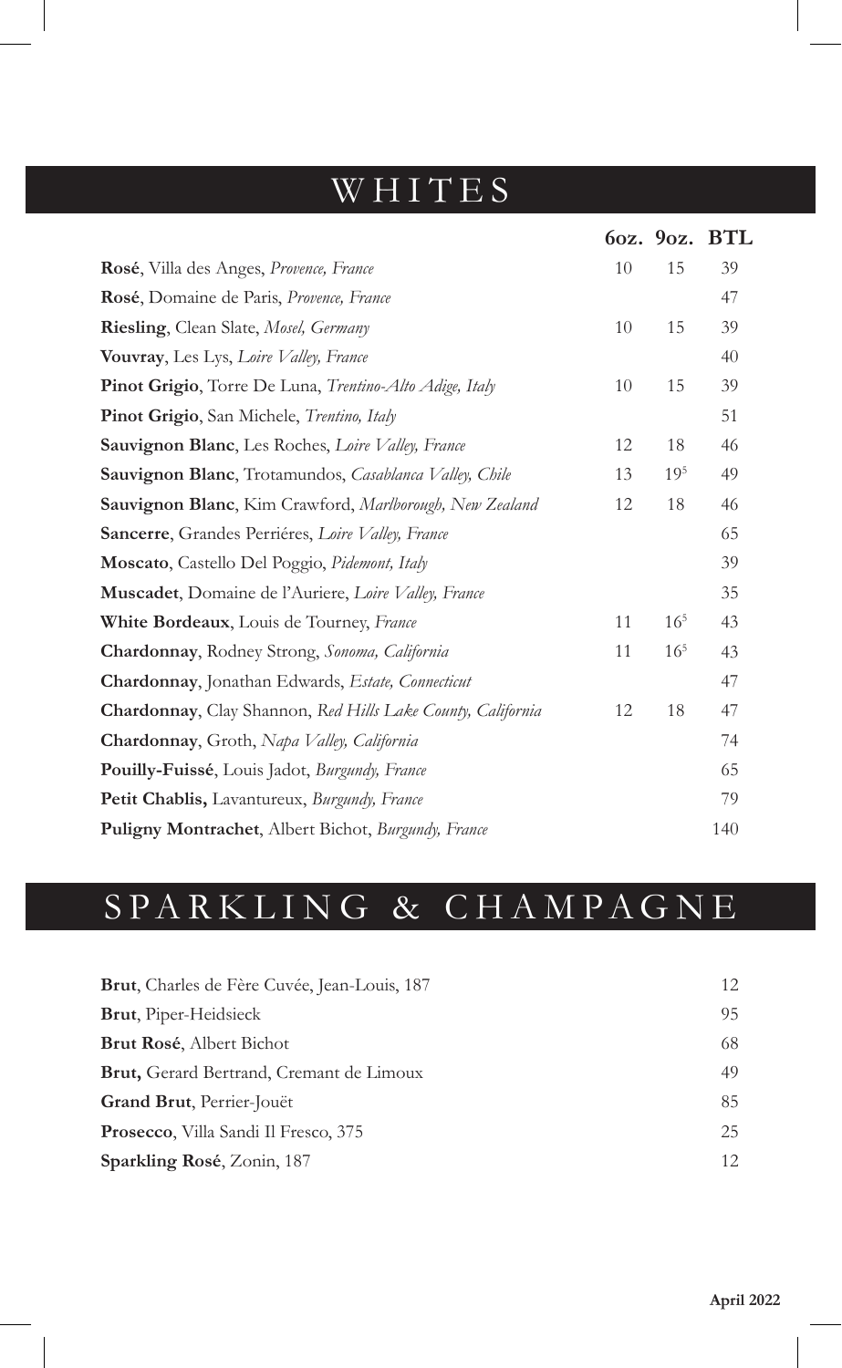# WHITES

| | 6oz. | 9oz. | BTL |
|---|---|---|---|
| **Rosé**, Villa des Anges, *Provence, France* | 10 | 15 | 39 |
| **Rosé**, Domaine de Paris, *Provence, France* | | | 47 |
| **Riesling**, Clean Slate, *Mosel, Germany* | 10 | 15 | 39 |
| **Vouvray**, Les Lys, *Loire Valley, France* | | | 40 |
| **Pinot Grigio**, Torre De Luna, *Trentino-Alto Adige, Italy* | 10 | 15 | 39 |
| **Pinot Grigio**, San Michele, *Trentino, Italy* | | | 51 |
| **Sauvignon Blanc**, Les Roches, *Loire Valley, France* | 12 | 18 | 46 |
| **Sauvignon Blanc**, Trotamundos, *Casablanca Valley, Chile* | 13 | 19.5 | 49 |
| **Sauvignon Blanc**, Kim Crawford, *Marlborough, New Zealand* | 12 | 18 | 46 |
| **Sancerre**, Grandes Perriéres, *Loire Valley, France* | | | 65 |
| **Moscato**, Castello Del Poggio, *Pidemont, Italy* | | | 39 |
| **Muscadet**, Domaine de l'Auriere, *Loire Valley, France* | | | 35 |
| **White Bordeaux**, Louis de Tourney, *France* | 11 | 16.5 | 43 |
| **Chardonnay**, Rodney Strong, *Sonoma, California* | 11 | 16.5 | 43 |
| **Chardonnay**, Jonathan Edwards, *Estate, Connecticut* | | | 47 |
| **Chardonnay**, Clay Shannon, *Red Hills Lake County, California* | 12 | 18 | 47 |
| **Chardonnay**, Groth, *Napa Valley, California* | | | 74 |
| **Pouilly-Fuissé**, Louis Jadot, *Burgundy, France* | | | 65 |
| **Petit Chablis,** Lavantureux, *Burgundy, France* | | | 79 |
| **Puligny Montrachet**, Albert Bichot, *Burgundy, France* | | | 140 |

# SPARKLING & CHAMPAGNE

| | |
|---|---|
| **Brut**, Charles de Fère Cuvée, Jean-Louis, 187 | 12 |
| **Brut**, Piper-Heidsieck | 95 |
| **Brut Rosé**, Albert Bichot | 68 |
| **Brut,** Gerard Bertrand, Cremant de Limoux | 49 |
| **Grand Brut**, Perrier-Jouët | 85 |
| **Prosecco**, Villa Sandi Il Fresco, 375 | 25 |
| **Sparkling Rosé**, Zonin, 187 | 12 |

April 2022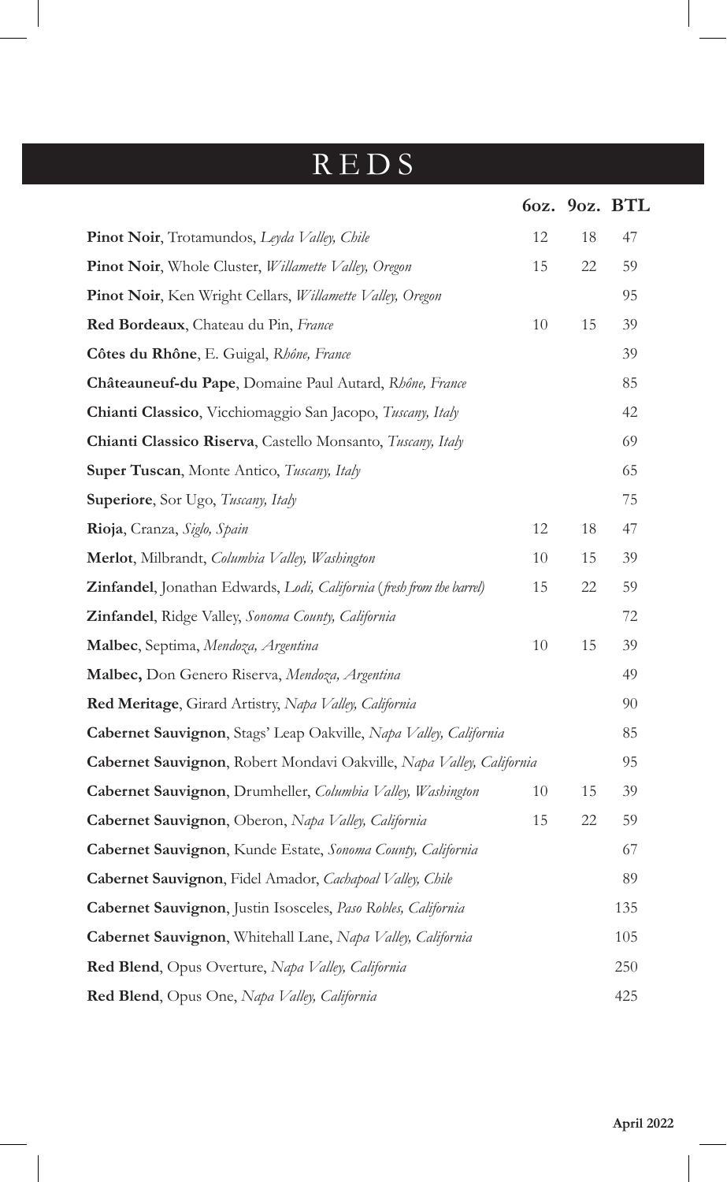# REDS

| | 6oz. | 9oz. | BTL |
|---|---|---|---|
| **Pinot Noir**, Trotamundos, *Leyda Valley, Chile* | 12 | 18 | 47 |
| **Pinot Noir**, Whole Cluster, *Willamette Valley, Oregon* | 15 | 22 | 59 |
| **Pinot Noir**, Ken Wright Cellars, *Willamette Valley, Oregon* | | | 95 |
| **Red Bordeaux**, Chateau du Pin, *France* | 10 | 15 | 39 |
| **Côtes du Rhône**, E. Guigal, *Rhône, France* | | | 39 |
| **Châteauneuf-du Pape**, Domaine Paul Autard, *Rhône, France* | | | 85 |
| **Chianti Classico**, Vicchiomaggio San Jacopo, *Tuscany, Italy* | | | 42 |
| **Chianti Classico Riserva**, Castello Monsanto, *Tuscany, Italy* | | | 69 |
| **Super Tuscan**, Monte Antico, *Tuscany, Italy* | | | 65 |
| **Superiore**, Sor Ugo, *Tuscany, Italy* | | | 75 |
| **Rioja**, Cranza, *Siglo, Spain* | 12 | 18 | 47 |
| **Merlot**, Milbrandt, *Columbia Valley, Washington* | 10 | 15 | 39 |
| **Zinfandel**, Jonathan Edwards, *Lodi, California* (*fresh from the barrel*) | 15 | 22 | 59 |
| **Zinfandel**, Ridge Valley, *Sonoma County, California* | | | 72 |
| **Malbec**, Septima, *Mendoza, Argentina* | 10 | 15 | 39 |
| **Malbec,** Don Genero Riserva, *Mendoza, Argentina* | | | 49 |
| **Red Meritage**, Girard Artistry, *Napa Valley, California* | | | 90 |
| **Cabernet Sauvignon**, Stags' Leap Oakville, *Napa Valley, California* | | | 85 |
| **Cabernet Sauvignon**, Robert Mondavi Oakville, *Napa Valley, California* | | | 95 |
| **Cabernet Sauvignon**, Drumheller, *Columbia Valley, Washington* | 10 | 15 | 39 |
| **Cabernet Sauvignon**, Oberon, *Napa Valley, California* | 15 | 22 | 59 |
| **Cabernet Sauvignon**, Kunde Estate, *Sonoma County, California* | | | 67 |
| **Cabernet Sauvignon**, Fidel Amador, *Cachapoal Valley, Chile* | | | 89 |
| **Cabernet Sauvignon**, Justin Isosceles, *Paso Robles, California* | | | 135 |
| **Cabernet Sauvignon**, Whitehall Lane, *Napa Valley, California* | | | 105 |
| **Red Blend**, Opus Overture, *Napa Valley, California* | | | 250 |
| **Red Blend**, Opus One, *Napa Valley, California* | | | 425 |

**April 2022**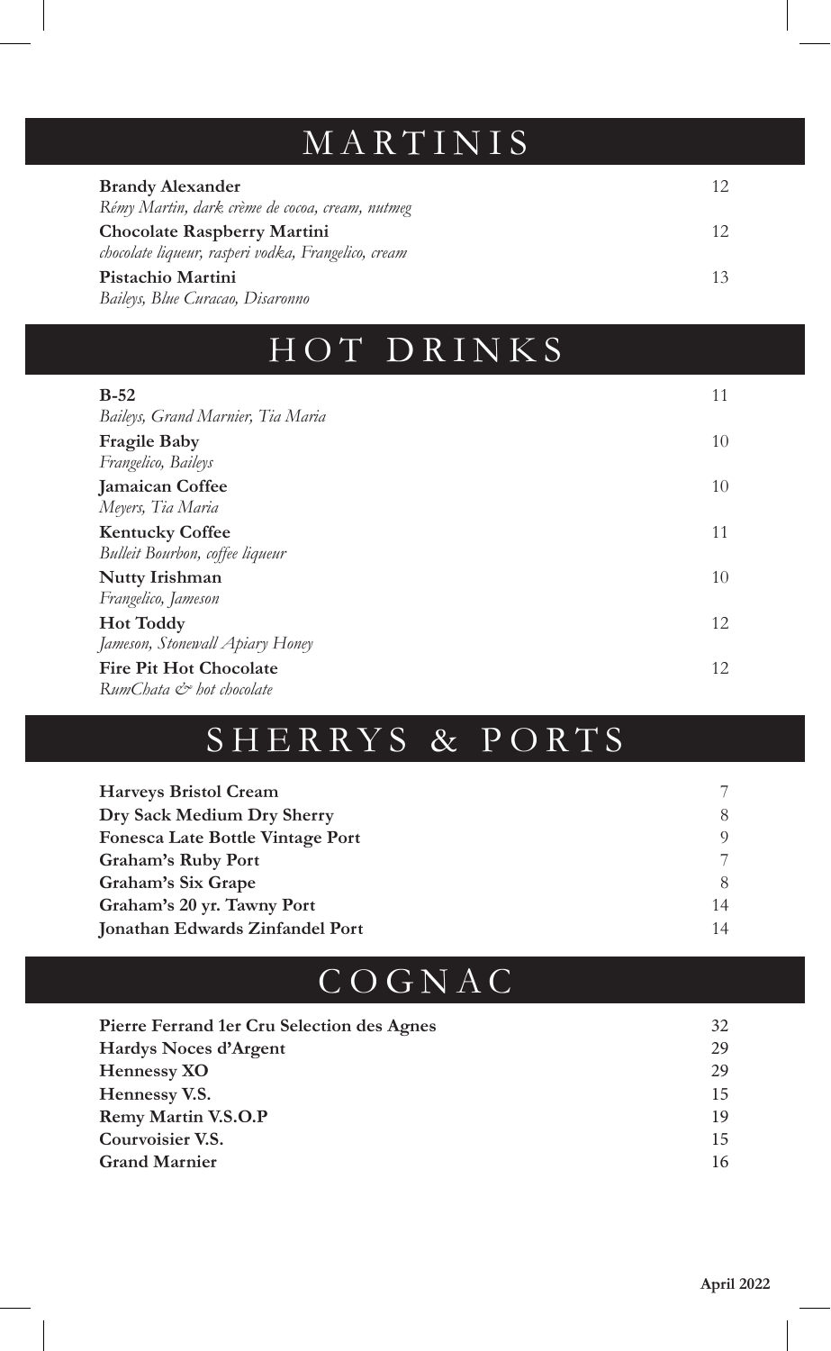## MARTINIS

**Brandy Alexander** 12
*Rémy Martin, dark crème de cocoa, cream, nutmeg*

**Chocolate Raspberry Martini** 12
*chocolate liqueur, rasperi vodka, Frangelico, cream*

**Pistachio Martini** 13
*Baileys, Blue Curacao, Disaronno*

## HOT DRINKS

**B-52** 11
*Baileys, Grand Marnier, Tia Maria*

**Fragile Baby** 10
*Frangelico, Baileys*

**Jamaican Coffee** 10
*Meyers, Tia Maria*

**Kentucky Coffee** 11
*Bulleit Bourbon, coffee liqueur*

**Nutty Irishman** 10
*Frangelico, Jameson*

**Hot Toddy** 12
*Jameson, Stonewall Apiary Honey*

**Fire Pit Hot Chocolate** 12
*RumChata & hot chocolate*

## SHERRYS & PORTS

| | |
|---|---|
| **Harveys Bristol Cream** | 7 |
| **Dry Sack Medium Dry Sherry** | 8 |
| **Fonesca Late Bottle Vintage Port** | 9 |
| **Graham's Ruby Port** | 7 |
| **Graham's Six Grape** | 8 |
| **Graham's 20 yr. Tawny Port** | 14 |
| **Jonathan Edwards Zinfandel Port** | 14 |

## COGNAC

| | |
|---|---|
| **Pierre Ferrand 1er Cru Selection des Agnes** | 32 |
| **Hardys Noces d'Argent** | 29 |
| **Hennessy XO** | 29 |
| **Hennessy V.S.** | 15 |
| **Remy Martin V.S.O.P** | 19 |
| **Courvoisier V.S.** | 15 |
| **Grand Marnier** | 16 |

**April 2022**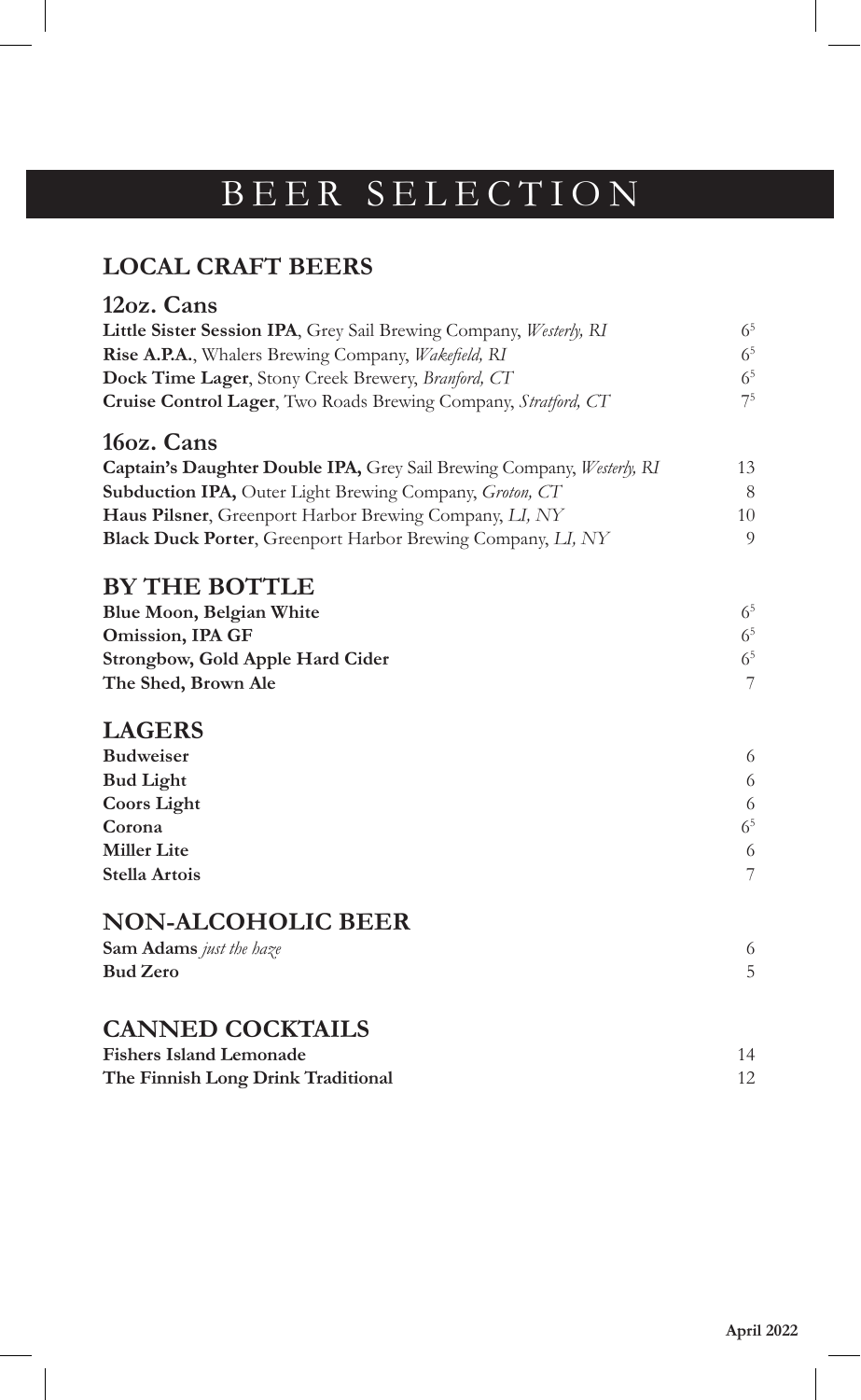# BEER SELECTION

## LOCAL CRAFT BEERS

### 12oz. Cans

| | |
|---|---|
| **Little Sister Session IPA**, Grey Sail Brewing Company, *Westerly, RI* | 6[5] |
| **Rise A.P.A.**, Whalers Brewing Company, *Wakefield, RI* | 6[5] |
| **Dock Time Lager**, Stony Creek Brewery, *Branford, CT* | 6[5] |
| **Cruise Control Lager**, Two Roads Brewing Company, *Stratford, CT* | 7[5] |

### 16oz. Cans

| | |
|---|---|
| **Captain's Daughter Double IPA,** Grey Sail Brewing Company, *Westerly, RI* | 13 |
| **Subduction IPA,** Outer Light Brewing Company, *Groton, CT* | 8 |
| **Haus Pilsner**, Greenport Harbor Brewing Company, *LI, NY* | 10 |
| **Black Duck Porter**, Greenport Harbor Brewing Company, *LI, NY* | 9 |

## BY THE BOTTLE

| | |
|---|---|
| **Blue Moon, Belgian White** | 6[5] |
| **Omission, IPA GF** | 6[5] |
| **Strongbow, Gold Apple Hard Cider** | 6[5] |
| **The Shed, Brown Ale** | 7 |

## LAGERS

| | |
|---|---|
| **Budweiser** | 6 |
| **Bud Light** | 6 |
| **Coors Light** | 6 |
| **Corona** | 6[5] |
| **Miller Lite** | 6 |
| **Stella Artois** | 7 |

## NON-ALCOHOLIC BEER

| | |
|---|---|
| **Sam Adams** *just the haze* | 6 |
| **Bud Zero** | 5 |

## CANNED COCKTAILS

| | |
|---|---|
| **Fishers Island Lemonade** | 14 |
| **The Finnish Long Drink Traditional** | 12 |

**April 2022**